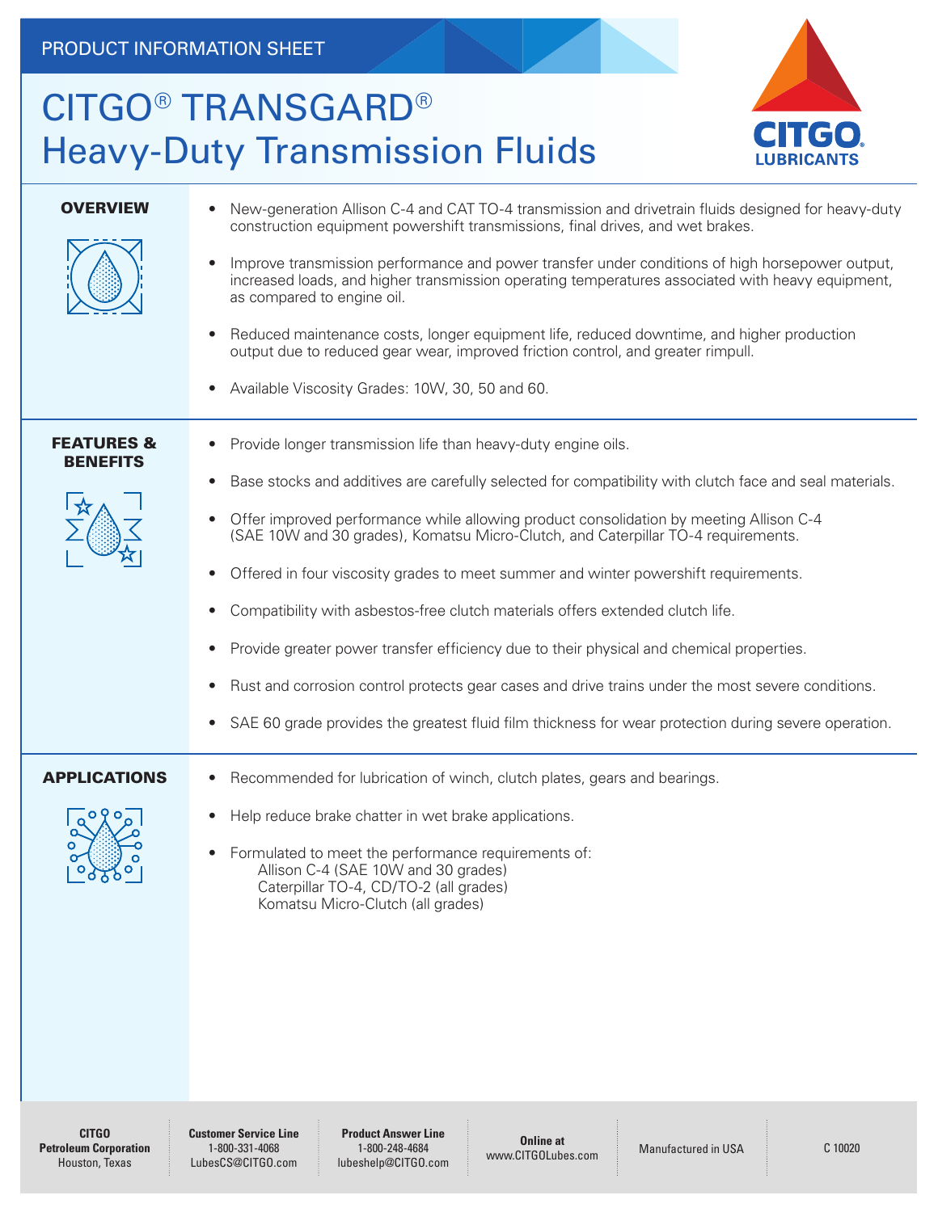PRODUCT INFORMATION SHEET

# CITGO® TRANSGARD® Heavy-Duty Transmission Fluids

## OVERVIEW

- New-generation Allison C-4 and CAT TO-4 transmission and drivetrain fluids designed for heavy-duty construction equipment powershift transmissions, final drives, and wet brakes.
- Improve transmission performance and power transfer under conditions of high horsepower output, increased loads, and higher transmission operating temperatures associated with heavy equipment, as compared to engine oil.
- Reduced maintenance costs, longer equipment life, reduced downtime, and higher production output due to reduced gear wear, improved friction control, and greater rimpull.
- Available Viscosity Grades: 10W, 30, 50 and 60.

## FEATURES & BENEFITS

- Provide longer transmission life than heavy-duty engine oils.
- Base stocks and additives are carefully selected for compatibility with clutch face and seal materials.
- Offer improved performance while allowing product consolidation by meeting Allison C-4 (SAE 10W and 30 grades), Komatsu Micro-Clutch, and Caterpillar TO-4 requirements.
- Offered in four viscosity grades to meet summer and winter powershift requirements.
- Compatibility with asbestos-free clutch materials offers extended clutch life.
- Provide greater power transfer efficiency due to their physical and chemical properties.
- Rust and corrosion control protects gear cases and drive trains under the most severe conditions.
- SAE 60 grade provides the greatest fluid film thickness for wear protection during severe operation.

## APPLICATIONS

- Recommended for lubrication of winch, clutch plates, gears and bearings.
- Help reduce brake chatter in wet brake applications.
- Formulated to meet the performance requirements of:
  - Allison C-4 (SAE 10W and 30 grades)
  - Caterpillar TO-4, CD/TO-2 (all grades)
  - Komatsu Micro-Clutch (all grades)

**CITGO Petroleum Corporation** Houston, Texas | **Customer Service Line** 1-800-331-4068 LubesCS@CITGO.com | **Product Answer Line** 1-800-248-4684 lubeshelp@CITGO.com | **Online at** www.CITGOLubes.com | Manufactured in USA | C 10020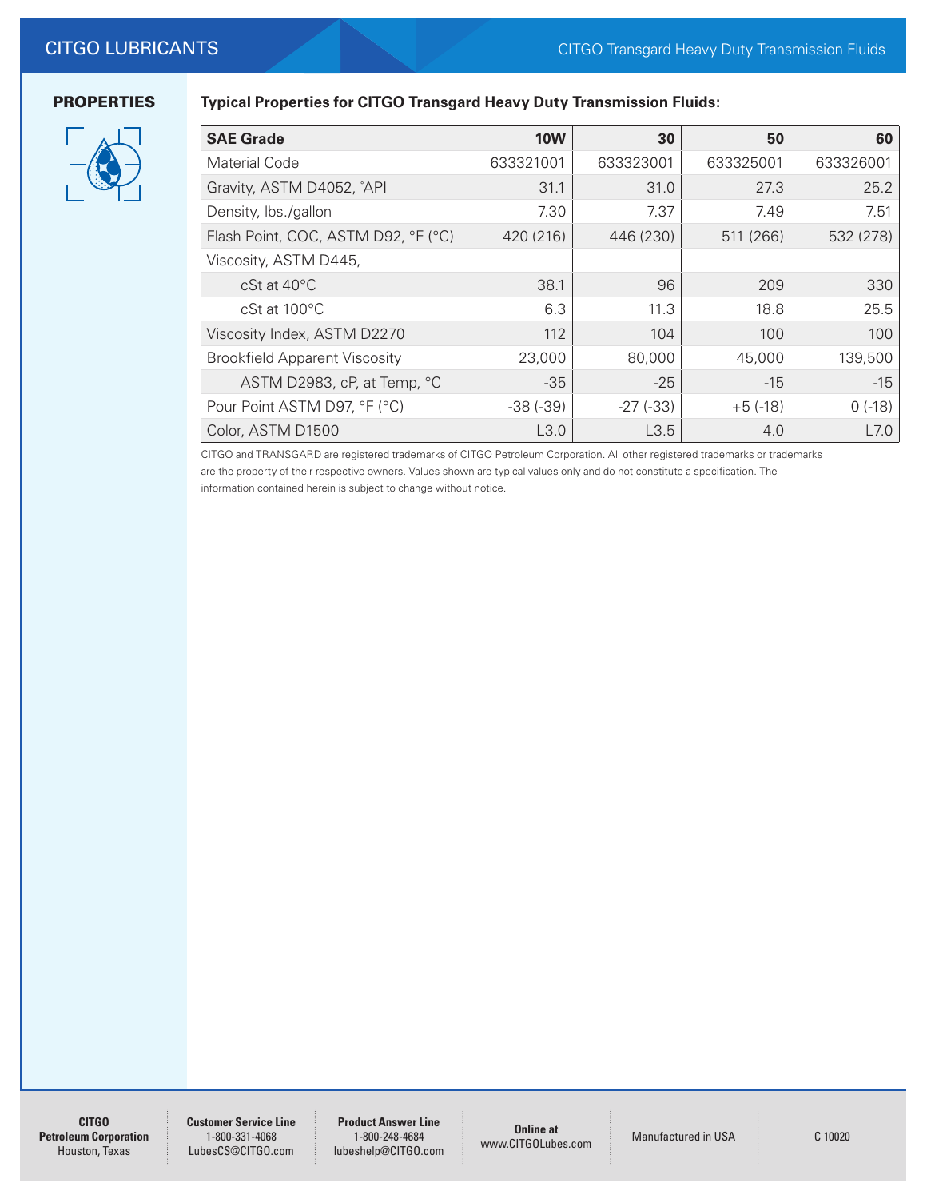## PROPERTIES

**Typical Properties for CITGO Transgard Heavy Duty Transmission Fluids:**

| SAE Grade | 10W | 30 | 50 | 60 |
|---|---|---|---|---|
| Material Code | 633321001 | 633323001 | 633325001 | 633326001 |
| Gravity, ASTM D4052, ˚API | 31.1 | 31.0 | 27.3 | 25.2 |
| Density, lbs./gallon | 7.30 | 7.37 | 7.49 | 7.51 |
| Flash Point, COC, ASTM D92, °F (°C) | 420 (216) | 446 (230) | 511 (266) | 532 (278) |
| Viscosity, ASTM D445, | | | | |
| cSt at 40°C | 38.1 | 96 | 209 | 330 |
| cSt at 100°C | 6.3 | 11.3 | 18.8 | 25.5 |
| Viscosity Index, ASTM D2270 | 112 | 104 | 100 | 100 |
| Brookfield Apparent Viscosity | 23,000 | 80,000 | 45,000 | 139,500 |
| ASTM D2983, cP, at Temp, °C | -35 | -25 | -15 | -15 |
| Pour Point ASTM D97, °F (°C) | -38 (-39) | -27 (-33) | +5 (-18) | 0 (-18) |
| Color, ASTM D1500 | L3.0 | L3.5 | 4.0 | L7.0 |

CITGO and TRANSGARD are registered trademarks of CITGO Petroleum Corporation. All other registered trademarks or trademarks are the property of their respective owners. Values shown are typical values only and do not constitute a specification. The information contained herein is subject to change without notice.

**CITGO Petroleum Corporation**
Houston, Texas

**Customer Service Line**
1-800-331-4068
LubesCS@CITGO.com

**Product Answer Line**
1-800-248-4684
lubeshelp@CITGO.com

**Online at**
www.CITGOLubes.com

Manufactured in USA

C 10020